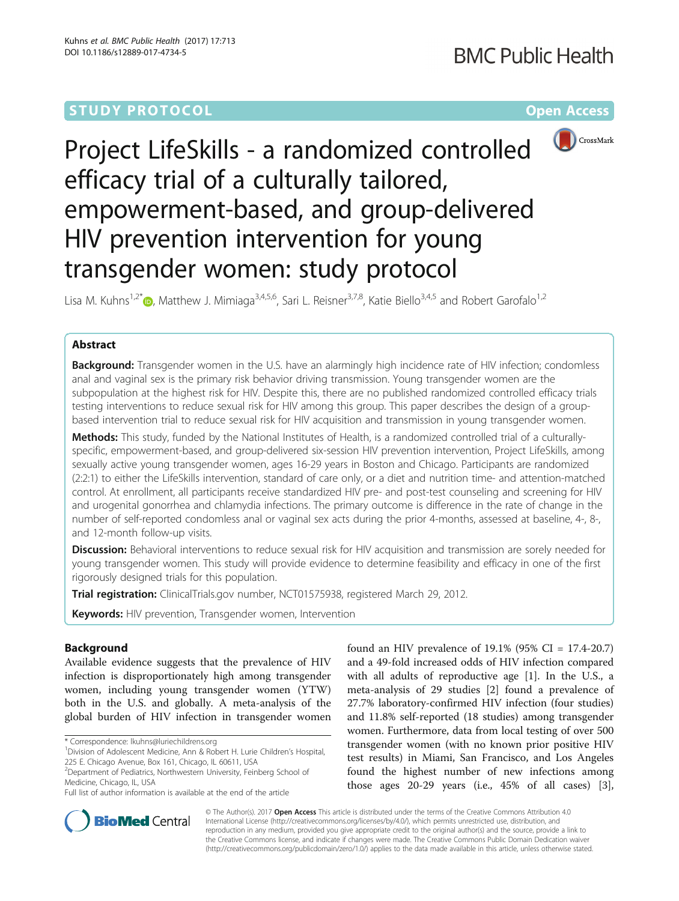STUDY PROTOCOL

Open Access

# Project LifeSkills - a randomized controlled efficacy trial of a culturally tailored, empowerment-based, and group-delivered HIV prevention intervention for young transgender women: study protocol

Lisa M. Kuhns[1,2*], Matthew J. Mimiaga[3,4,5,6], Sari L. Reisner[3,7,8], Katie Biello[3,4,5] and Robert Garofalo[1,2]

## Abstract

**Background:** Transgender women in the U.S. have an alarmingly high incidence rate of HIV infection; condomless anal and vaginal sex is the primary risk behavior driving transmission. Young transgender women are the subpopulation at the highest risk for HIV. Despite this, there are no published randomized controlled efficacy trials testing interventions to reduce sexual risk for HIV among this group. This paper describes the design of a group-based intervention trial to reduce sexual risk for HIV acquisition and transmission in young transgender women.

**Methods:** This study, funded by the National Institutes of Health, is a randomized controlled trial of a culturally-specific, empowerment-based, and group-delivered six-session HIV prevention intervention, Project LifeSkills, among sexually active young transgender women, ages 16-29 years in Boston and Chicago. Participants are randomized (2:2:1) to either the LifeSkills intervention, standard of care only, or a diet and nutrition time- and attention-matched control. At enrollment, all participants receive standardized HIV pre- and post-test counseling and screening for HIV and urogenital gonorrhea and chlamydia infections. The primary outcome is difference in the rate of change in the number of self-reported condomless anal or vaginal sex acts during the prior 4-months, assessed at baseline, 4-, 8-, and 12-month follow-up visits.

**Discussion:** Behavioral interventions to reduce sexual risk for HIV acquisition and transmission are sorely needed for young transgender women. This study will provide evidence to determine feasibility and efficacy in one of the first rigorously designed trials for this population.

**Trial registration:** ClinicalTrials.gov number, NCT01575938, registered March 29, 2012.

**Keywords:** HIV prevention, Transgender women, Intervention

## Background

Available evidence suggests that the prevalence of HIV infection is disproportionately high among transgender women, including young transgender women (YTW) both in the U.S. and globally. A meta-analysis of the global burden of HIV infection in transgender women found an HIV prevalence of 19.1% (95% CI = 17.4-20.7) and a 49-fold increased odds of HIV infection compared with all adults of reproductive age [1]. In the U.S., a meta-analysis of 29 studies [2] found a prevalence of 27.7% laboratory-confirmed HIV infection (four studies) and 11.8% self-reported (18 studies) among transgender women. Furthermore, data from local testing of over 500 transgender women (with no known prior positive HIV test results) in Miami, San Francisco, and Los Angeles found the highest number of new infections among those ages 20-29 years (i.e., 45% of all cases) [3],

\* Correspondence: lkuhns@luriechildrens.org

[1] Division of Adolescent Medicine, Ann & Robert H. Lurie Children's Hospital, 225 E. Chicago Avenue, Box 161, Chicago, IL 60611, USA

[2] Department of Pediatrics, Northwestern University, Feinberg School of Medicine, Chicago, IL, USA

Full list of author information is available at the end of the article

© The Author(s). 2017 **Open Access** This article is distributed under the terms of the Creative Commons Attribution 4.0 International License (http://creativecommons.org/licenses/by/4.0/), which permits unrestricted use, distribution, and reproduction in any medium, provided you give appropriate credit to the original author(s) and the source, provide a link to the Creative Commons license, and indicate if changes were made. The Creative Commons Public Domain Dedication waiver (http://creativecommons.org/publicdomain/zero/1.0/) applies to the data made available in this article, unless otherwise stated.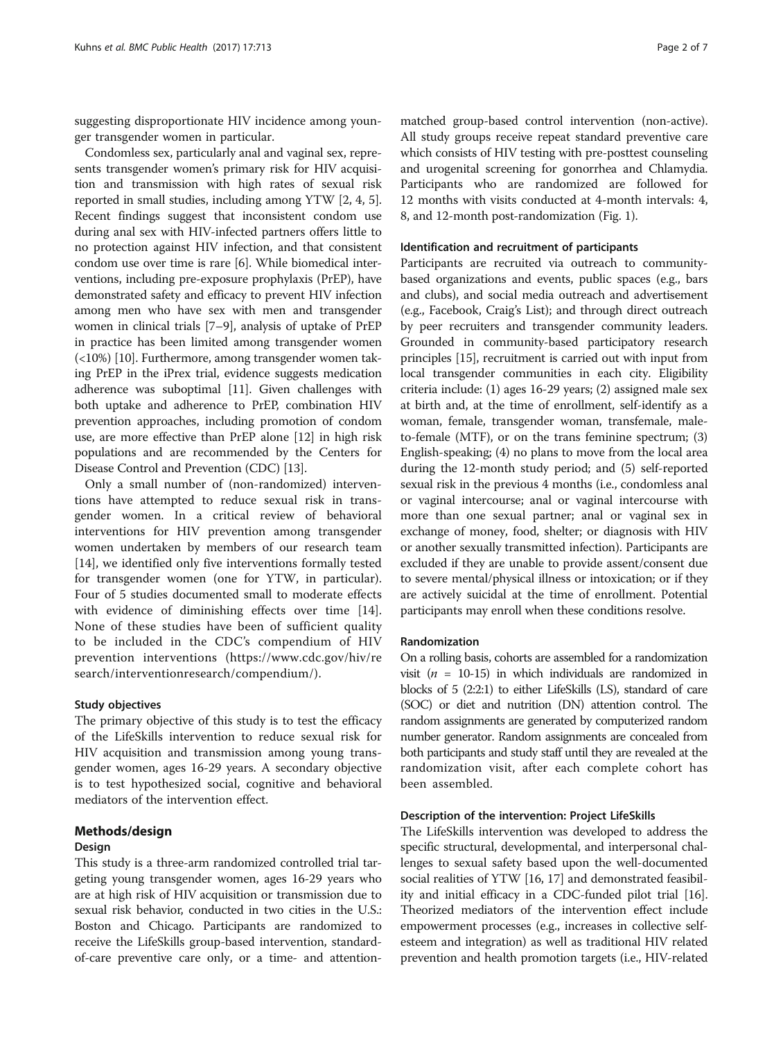suggesting disproportionate HIV incidence among younger transgender women in particular.

Condomless sex, particularly anal and vaginal sex, represents transgender women's primary risk for HIV acquisition and transmission with high rates of sexual risk reported in small studies, including among YTW [2, 4, 5]. Recent findings suggest that inconsistent condom use during anal sex with HIV-infected partners offers little to no protection against HIV infection, and that consistent condom use over time is rare [6]. While biomedical interventions, including pre-exposure prophylaxis (PrEP), have demonstrated safety and efficacy to prevent HIV infection among men who have sex with men and transgender women in clinical trials [7–9], analysis of uptake of PrEP in practice has been limited among transgender women (<10%) [10]. Furthermore, among transgender women taking PrEP in the iPrex trial, evidence suggests medication adherence was suboptimal [11]. Given challenges with both uptake and adherence to PrEP, combination HIV prevention approaches, including promotion of condom use, are more effective than PrEP alone [12] in high risk populations and are recommended by the Centers for Disease Control and Prevention (CDC) [13].

Only a small number of (non-randomized) interventions have attempted to reduce sexual risk in transgender women. In a critical review of behavioral interventions for HIV prevention among transgender women undertaken by members of our research team [14], we identified only five interventions formally tested for transgender women (one for YTW, in particular). Four of 5 studies documented small to moderate effects with evidence of diminishing effects over time [14]. None of these studies have been of sufficient quality to be included in the CDC's compendium of HIV prevention interventions (https://www.cdc.gov/hiv/research/interventionresearch/compendium/).

### Study objectives

The primary objective of this study is to test the efficacy of the LifeSkills intervention to reduce sexual risk for HIV acquisition and transmission among young transgender women, ages 16-29 years. A secondary objective is to test hypothesized social, cognitive and behavioral mediators of the intervention effect.

## Methods/design

### Design

This study is a three-arm randomized controlled trial targeting young transgender women, ages 16-29 years who are at high risk of HIV acquisition or transmission due to sexual risk behavior, conducted in two cities in the U.S.: Boston and Chicago. Participants are randomized to receive the LifeSkills group-based intervention, standard-of-care preventive care only, or a time- and attention-matched group-based control intervention (non-active). All study groups receive repeat standard preventive care which consists of HIV testing with pre-posttest counseling and urogenital screening for gonorrhea and Chlamydia. Participants who are randomized are followed for 12 months with visits conducted at 4-month intervals: 4, 8, and 12-month post-randomization (Fig. 1).

### Identification and recruitment of participants

Participants are recruited via outreach to community-based organizations and events, public spaces (e.g., bars and clubs), and social media outreach and advertisement (e.g., Facebook, Craig's List); and through direct outreach by peer recruiters and transgender community leaders. Grounded in community-based participatory research principles [15], recruitment is carried out with input from local transgender communities in each city. Eligibility criteria include: (1) ages 16-29 years; (2) assigned male sex at birth and, at the time of enrollment, self-identify as a woman, female, transgender woman, transfemale, male-to-female (MTF), or on the trans feminine spectrum; (3) English-speaking; (4) no plans to move from the local area during the 12-month study period; and (5) self-reported sexual risk in the previous 4 months (i.e., condomless anal or vaginal intercourse; anal or vaginal intercourse with more than one sexual partner; anal or vaginal sex in exchange of money, food, shelter; or diagnosis with HIV or another sexually transmitted infection). Participants are excluded if they are unable to provide assent/consent due to severe mental/physical illness or intoxication; or if they are actively suicidal at the time of enrollment. Potential participants may enroll when these conditions resolve.

### Randomization

On a rolling basis, cohorts are assembled for a randomization visit ($n$ = 10-15) in which individuals are randomized in blocks of 5 (2:2:1) to either LifeSkills (LS), standard of care (SOC) or diet and nutrition (DN) attention control. The random assignments are generated by computerized random number generator. Random assignments are concealed from both participants and study staff until they are revealed at the randomization visit, after each complete cohort has been assembled.

### Description of the intervention: Project LifeSkills

The LifeSkills intervention was developed to address the specific structural, developmental, and interpersonal challenges to sexual safety based upon the well-documented social realities of YTW [16, 17] and demonstrated feasibility and initial efficacy in a CDC-funded pilot trial [16]. Theorized mediators of the intervention effect include empowerment processes (e.g., increases in collective self-esteem and integration) as well as traditional HIV related prevention and health promotion targets (i.e., HIV-related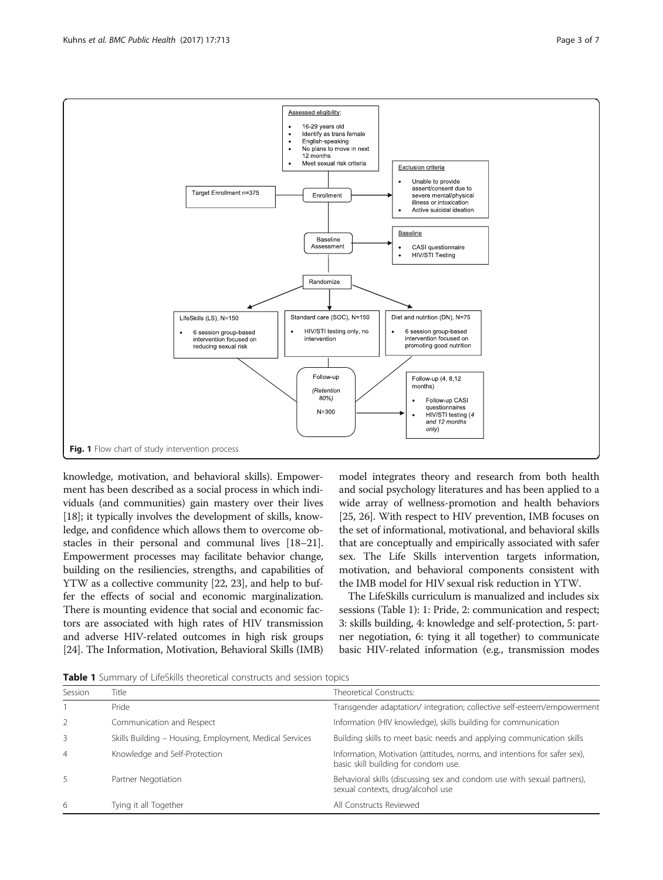Assessed eligibility:

- 16-29 years old
- Identify as trans female
- English-speaking
- No plans to move in next 12 months
- Meet sexual risk criteria

Target Enrollment n=375

Enrollment

Exclusion criteria

- Unable to provide assent/consent due to severe mental/physical illness or intoxication
- Active suicidal ideation

Baseline Assessment

Baseline

- CASI questionnaire
- HIV/STI Testing

Randomize

LifeSkills (LS), N=150

- 6 session group-based intervention focused on reducing sexual risk

Standard care (SOC), N=150

- HIV/STI testing only, no intervention

Diet and nutrition (DN), N=75

- 6 session group-based intervention focused on promoting good nutrition

Follow-up

*(Retention 80%)*

N=300

Follow-up (4, 8,12 months)

- Follow-up CASI questionnaires
- HIV/STI testing *(4 and 12 months only)*

**Fig. 1** Flow chart of study intervention process

knowledge, motivation, and behavioral skills). Empowerment has been described as a social process in which individuals (and communities) gain mastery over their lives [18]; it typically involves the development of skills, knowledge, and confidence which allows them to overcome obstacles in their personal and communal lives [18–21]. Empowerment processes may facilitate behavior change, building on the resiliencies, strengths, and capabilities of YTW as a collective community [22, 23], and help to buffer the effects of social and economic marginalization. There is mounting evidence that social and economic factors are associated with high rates of HIV transmission and adverse HIV-related outcomes in high risk groups [24]. The Information, Motivation, Behavioral Skills (IMB) model integrates theory and research from both health and social psychology literatures and has been applied to a wide array of wellness-promotion and health behaviors [25, 26]. With respect to HIV prevention, IMB focuses on the set of informational, motivational, and behavioral skills that are conceptually and empirically associated with safer sex. The Life Skills intervention targets information, motivation, and behavioral components consistent with the IMB model for HIV sexual risk reduction in YTW.

The LifeSkills curriculum is manualized and includes six sessions (Table 1): 1: Pride, 2: communication and respect; 3: skills building, 4: knowledge and self-protection, 5: partner negotiation, 6: tying it all together) to communicate basic HIV-related information (e.g., transmission modes

**Table 1** Summary of LifeSkills theoretical constructs and session topics

| Session | Title | Theoretical Constructs: |
|---|---|---|
| 1 | Pride | Transgender adaptation/ integration; collective self-esteem/empowerment |
| 2 | Communication and Respect | Information (HIV knowledge), skills building for communication |
| 3 | Skills Building – Housing, Employment, Medical Services | Building skills to meet basic needs and applying communication skills |
| 4 | Knowledge and Self-Protection | Information, Motivation (attitudes, norms, and intentions for safer sex), basic skill building for condom use. |
| 5 | Partner Negotiation | Behavioral skills (discussing sex and condom use with sexual partners), sexual contexts, drug/alcohol use |
| 6 | Tying it all Together | All Constructs Reviewed |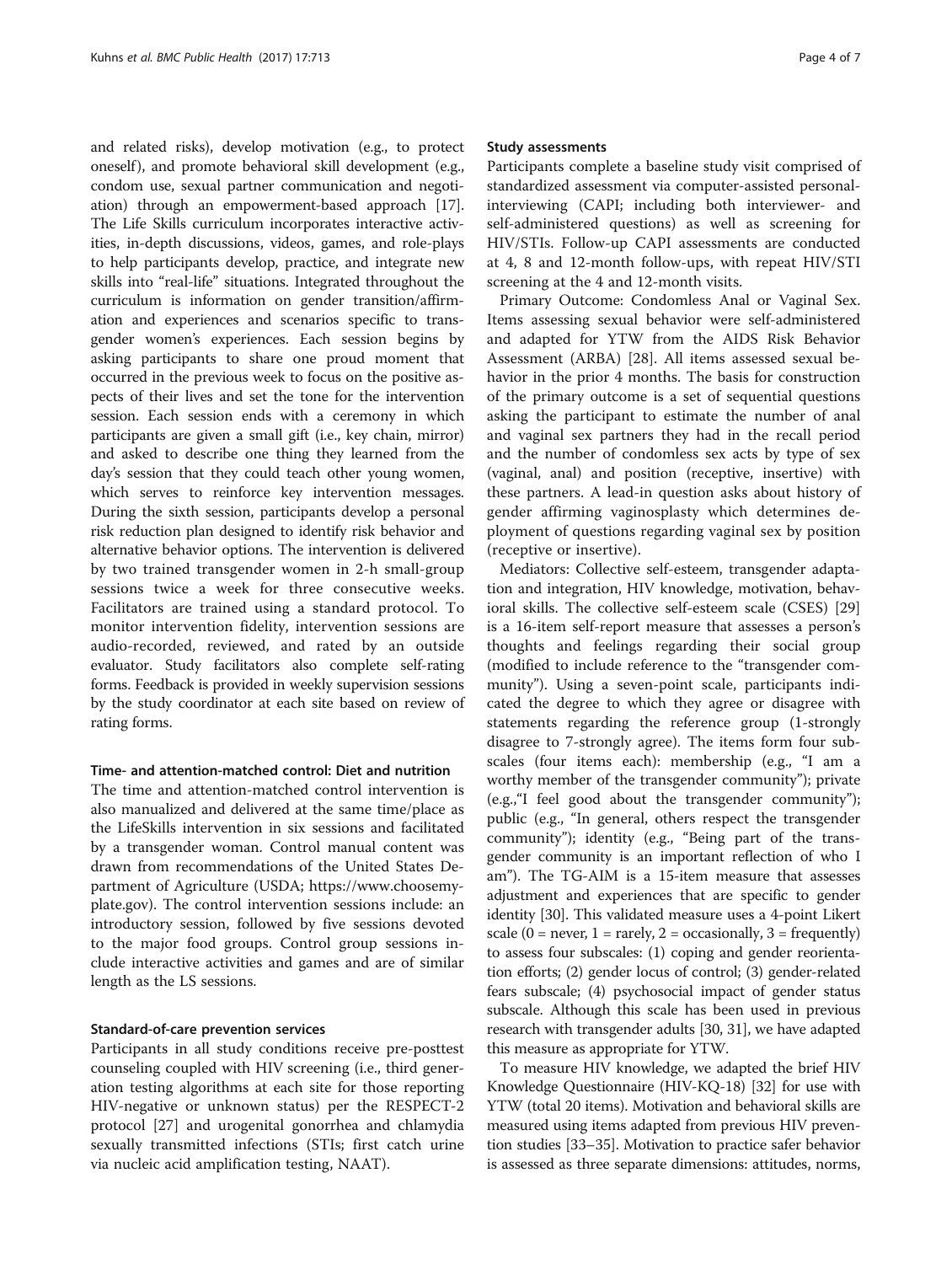and related risks), develop motivation (e.g., to protect oneself), and promote behavioral skill development (e.g., condom use, sexual partner communication and negotiation) through an empowerment-based approach [17]. The Life Skills curriculum incorporates interactive activities, in-depth discussions, videos, games, and role-plays to help participants develop, practice, and integrate new skills into "real-life" situations. Integrated throughout the curriculum is information on gender transition/affirmation and experiences and scenarios specific to transgender women's experiences. Each session begins by asking participants to share one proud moment that occurred in the previous week to focus on the positive aspects of their lives and set the tone for the intervention session. Each session ends with a ceremony in which participants are given a small gift (i.e., key chain, mirror) and asked to describe one thing they learned from the day's session that they could teach other young women, which serves to reinforce key intervention messages. During the sixth session, participants develop a personal risk reduction plan designed to identify risk behavior and alternative behavior options. The intervention is delivered by two trained transgender women in 2-h small-group sessions twice a week for three consecutive weeks. Facilitators are trained using a standard protocol. To monitor intervention fidelity, intervention sessions are audio-recorded, reviewed, and rated by an outside evaluator. Study facilitators also complete self-rating forms. Feedback is provided in weekly supervision sessions by the study coordinator at each site based on review of rating forms.

#### Time- and attention-matched control: Diet and nutrition

The time and attention-matched control intervention is also manualized and delivered at the same time/place as the LifeSkills intervention in six sessions and facilitated by a transgender woman. Control manual content was drawn from recommendations of the United States Department of Agriculture (USDA; https://www.choosemyplate.gov). The control intervention sessions include: an introductory session, followed by five sessions devoted to the major food groups. Control group sessions include interactive activities and games and are of similar length as the LS sessions.

#### Standard-of-care prevention services

Participants in all study conditions receive pre-posttest counseling coupled with HIV screening (i.e., third generation testing algorithms at each site for those reporting HIV-negative or unknown status) per the RESPECT-2 protocol [27] and urogenital gonorrhea and chlamydia sexually transmitted infections (STIs; first catch urine via nucleic acid amplification testing, NAAT).

#### Study assessments

Participants complete a baseline study visit comprised of standardized assessment via computer-assisted personal-interviewing (CAPI; including both interviewer- and self-administered questions) as well as screening for HIV/STIs. Follow-up CAPI assessments are conducted at 4, 8 and 12-month follow-ups, with repeat HIV/STI screening at the 4 and 12-month visits.

Primary Outcome: Condomless Anal or Vaginal Sex. Items assessing sexual behavior were self-administered and adapted for YTW from the AIDS Risk Behavior Assessment (ARBA) [28]. All items assessed sexual behavior in the prior 4 months. The basis for construction of the primary outcome is a set of sequential questions asking the participant to estimate the number of anal and vaginal sex partners they had in the recall period and the number of condomless sex acts by type of sex (vaginal, anal) and position (receptive, insertive) with these partners. A lead-in question asks about history of gender affirming vaginosplasty which determines deployment of questions regarding vaginal sex by position (receptive or insertive).

Mediators: Collective self-esteem, transgender adaptation and integration, HIV knowledge, motivation, behavioral skills. The collective self-esteem scale (CSES) [29] is a 16-item self-report measure that assesses a person's thoughts and feelings regarding their social group (modified to include reference to the "transgender community"). Using a seven-point scale, participants indicated the degree to which they agree or disagree with statements regarding the reference group (1-strongly disagree to 7-strongly agree). The items form four subscales (four items each): membership (e.g., "I am a worthy member of the transgender community"); private (e.g.,"I feel good about the transgender community"); public (e.g., "In general, others respect the transgender community"); identity (e.g., "Being part of the transgender community is an important reflection of who I am"). The TG-AIM is a 15-item measure that assesses adjustment and experiences that are specific to gender identity [30]. This validated measure uses a 4-point Likert scale (0 = never, 1 = rarely, 2 = occasionally, 3 = frequently) to assess four subscales: (1) coping and gender reorientation efforts; (2) gender locus of control; (3) gender-related fears subscale; (4) psychosocial impact of gender status subscale. Although this scale has been used in previous research with transgender adults [30, 31], we have adapted this measure as appropriate for YTW.

To measure HIV knowledge, we adapted the brief HIV Knowledge Questionnaire (HIV-KQ-18) [32] for use with YTW (total 20 items). Motivation and behavioral skills are measured using items adapted from previous HIV prevention studies [33–35]. Motivation to practice safer behavior is assessed as three separate dimensions: attitudes, norms,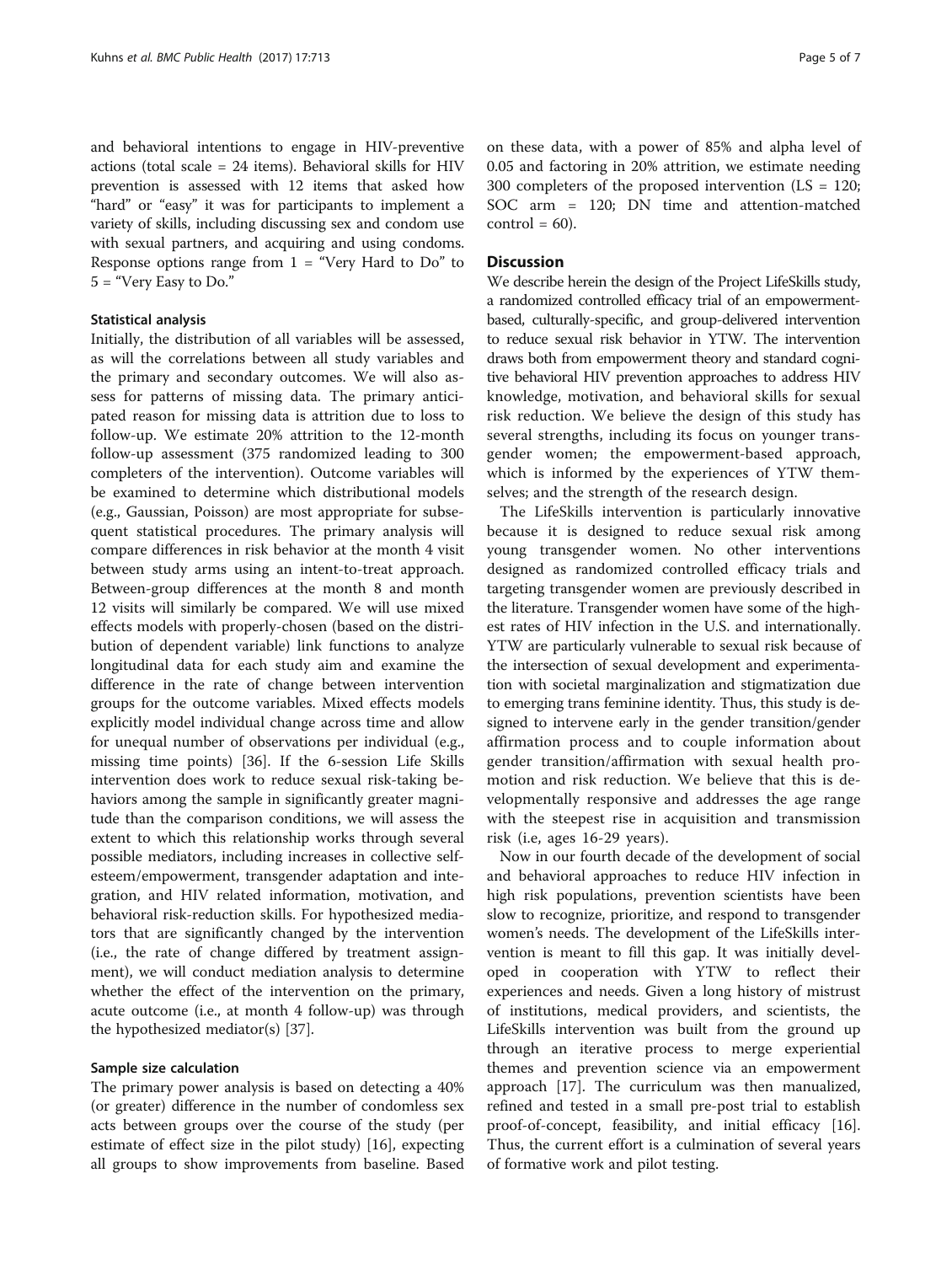and behavioral intentions to engage in HIV-preventive actions (total scale = 24 items). Behavioral skills for HIV prevention is assessed with 12 items that asked how "hard" or "easy" it was for participants to implement a variety of skills, including discussing sex and condom use with sexual partners, and acquiring and using condoms. Response options range from 1 = "Very Hard to Do" to 5 = "Very Easy to Do."

### Statistical analysis

Initially, the distribution of all variables will be assessed, as will the correlations between all study variables and the primary and secondary outcomes. We will also assess for patterns of missing data. The primary anticipated reason for missing data is attrition due to loss to follow-up. We estimate 20% attrition to the 12-month follow-up assessment (375 randomized leading to 300 completers of the intervention). Outcome variables will be examined to determine which distributional models (e.g., Gaussian, Poisson) are most appropriate for subsequent statistical procedures. The primary analysis will compare differences in risk behavior at the month 4 visit between study arms using an intent-to-treat approach. Between-group differences at the month 8 and month 12 visits will similarly be compared. We will use mixed effects models with properly-chosen (based on the distribution of dependent variable) link functions to analyze longitudinal data for each study aim and examine the difference in the rate of change between intervention groups for the outcome variables. Mixed effects models explicitly model individual change across time and allow for unequal number of observations per individual (e.g., missing time points) [36]. If the 6-session Life Skills intervention does work to reduce sexual risk-taking behaviors among the sample in significantly greater magnitude than the comparison conditions, we will assess the extent to which this relationship works through several possible mediators, including increases in collective self-esteem/empowerment, transgender adaptation and integration, and HIV related information, motivation, and behavioral risk-reduction skills. For hypothesized mediators that are significantly changed by the intervention (i.e., the rate of change differed by treatment assignment), we will conduct mediation analysis to determine whether the effect of the intervention on the primary, acute outcome (i.e., at month 4 follow-up) was through the hypothesized mediator(s) [37].

### Sample size calculation

The primary power analysis is based on detecting a 40% (or greater) difference in the number of condomless sex acts between groups over the course of the study (per estimate of effect size in the pilot study) [16], expecting all groups to show improvements from baseline. Based on these data, with a power of 85% and alpha level of 0.05 and factoring in 20% attrition, we estimate needing 300 completers of the proposed intervention (LS = 120; SOC arm = 120; DN time and attention-matched control = 60).

## Discussion

We describe herein the design of the Project LifeSkills study, a randomized controlled efficacy trial of an empowerment-based, culturally-specific, and group-delivered intervention to reduce sexual risk behavior in YTW. The intervention draws both from empowerment theory and standard cognitive behavioral HIV prevention approaches to address HIV knowledge, motivation, and behavioral skills for sexual risk reduction. We believe the design of this study has several strengths, including its focus on younger transgender women; the empowerment-based approach, which is informed by the experiences of YTW themselves; and the strength of the research design.

The LifeSkills intervention is particularly innovative because it is designed to reduce sexual risk among young transgender women. No other interventions designed as randomized controlled efficacy trials and targeting transgender women are previously described in the literature. Transgender women have some of the highest rates of HIV infection in the U.S. and internationally. YTW are particularly vulnerable to sexual risk because of the intersection of sexual development and experimentation with societal marginalization and stigmatization due to emerging trans feminine identity. Thus, this study is designed to intervene early in the gender transition/gender affirmation process and to couple information about gender transition/affirmation with sexual health promotion and risk reduction. We believe that this is developmentally responsive and addresses the age range with the steepest rise in acquisition and transmission risk (i.e, ages 16-29 years).

Now in our fourth decade of the development of social and behavioral approaches to reduce HIV infection in high risk populations, prevention scientists have been slow to recognize, prioritize, and respond to transgender women's needs. The development of the LifeSkills intervention is meant to fill this gap. It was initially developed in cooperation with YTW to reflect their experiences and needs. Given a long history of mistrust of institutions, medical providers, and scientists, the LifeSkills intervention was built from the ground up through an iterative process to merge experiential themes and prevention science via an empowerment approach [17]. The curriculum was then manualized, refined and tested in a small pre-post trial to establish proof-of-concept, feasibility, and initial efficacy [16]. Thus, the current effort is a culmination of several years of formative work and pilot testing.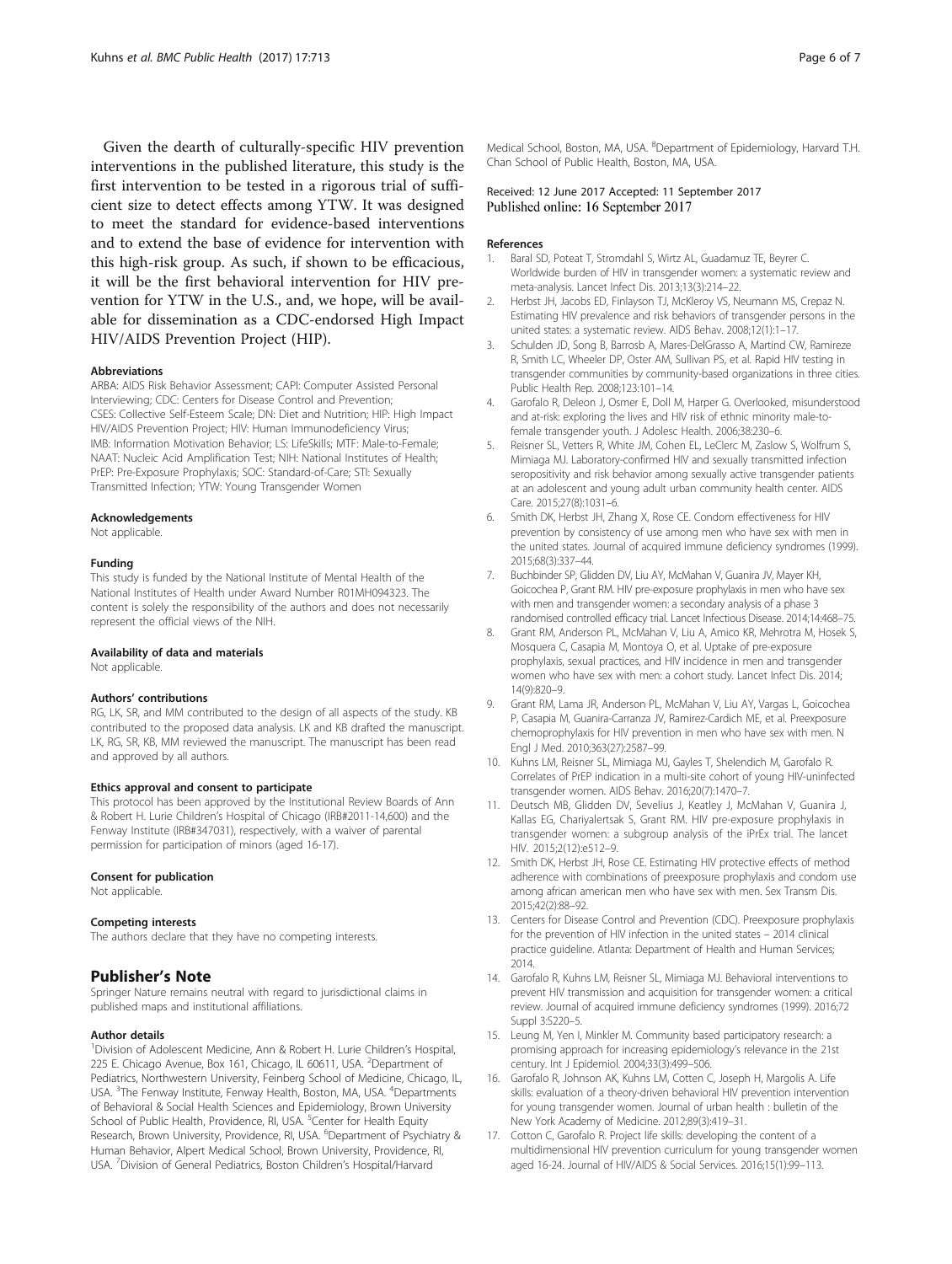Given the dearth of culturally-specific HIV prevention interventions in the published literature, this study is the first intervention to be tested in a rigorous trial of sufficient size to detect effects among YTW. It was designed to meet the standard for evidence-based interventions and to extend the base of evidence for intervention with this high-risk group. As such, if shown to be efficacious, it will be the first behavioral intervention for HIV prevention for YTW in the U.S., and, we hope, will be available for dissemination as a CDC-endorsed High Impact HIV/AIDS Prevention Project (HIP).

#### Abbreviations

ARBA: AIDS Risk Behavior Assessment; CAPI: Computer Assisted Personal Interviewing; CDC: Centers for Disease Control and Prevention; CSES: Collective Self-Esteem Scale; DN: Diet and Nutrition; HIP: High Impact HIV/AIDS Prevention Project; HIV: Human Immunodeficiency Virus; IMB: Information Motivation Behavior; LS: LifeSkills; MTF: Male-to-Female; NAAT: Nucleic Acid Amplification Test; NIH: National Institutes of Health; PrEP: Pre-Exposure Prophylaxis; SOC: Standard-of-Care; STI: Sexually Transmitted Infection; YTW: Young Transgender Women

#### Acknowledgements

Not applicable.

#### Funding

This study is funded by the National Institute of Mental Health of the National Institutes of Health under Award Number R01MH094323. The content is solely the responsibility of the authors and does not necessarily represent the official views of the NIH.

#### Availability of data and materials

Not applicable.

#### Authors' contributions

RG, LK, SR, and MM contributed to the design of all aspects of the study. KB contributed to the proposed data analysis. LK and KB drafted the manuscript. LK, RG, SR, KB, MM reviewed the manuscript. The manuscript has been read and approved by all authors.

#### Ethics approval and consent to participate

This protocol has been approved by the Institutional Review Boards of Ann & Robert H. Lurie Children's Hospital of Chicago (IRB#2011-14,600) and the Fenway Institute (IRB#347031), respectively, with a waiver of parental permission for participation of minors (aged 16-17).

#### Consent for publication

Not applicable.

#### Competing interests

The authors declare that they have no competing interests.

## Publisher's Note

Springer Nature remains neutral with regard to jurisdictional claims in published maps and institutional affiliations.

#### Author details

[1]Division of Adolescent Medicine, Ann & Robert H. Lurie Children's Hospital, 225 E. Chicago Avenue, Box 161, Chicago, IL 60611, USA. [2]Department of Pediatrics, Northwestern University, Feinberg School of Medicine, Chicago, IL, USA. [3]The Fenway Institute, Fenway Health, Boston, MA, USA. [4]Departments of Behavioral & Social Health Sciences and Epidemiology, Brown University School of Public Health, Providence, RI, USA. [5]Center for Health Equity Research, Brown University, Providence, RI, USA. [6]Department of Psychiatry & Human Behavior, Alpert Medical School, Brown University, Providence, RI, USA. [7]Division of General Pediatrics, Boston Children's Hospital/Harvard Medical School, Boston, MA, USA. [8]Department of Epidemiology, Harvard T.H. Chan School of Public Health, Boston, MA, USA.

Received: 12 June 2017 Accepted: 11 September 2017
Published online: 16 September 2017

#### References

1. Baral SD, Poteat T, Stromdahl S, Wirtz AL, Guadamuz TE, Beyrer C. Worldwide burden of HIV in transgender women: a systematic review and meta-analysis. Lancet Infect Dis. 2013;13(3):214–22.
2. Herbst JH, Jacobs ED, Finlayson TJ, McKleroy VS, Neumann MS, Crepaz N. Estimating HIV prevalence and risk behaviors of transgender persons in the united states: a systematic review. AIDS Behav. 2008;12(1):1–17.
3. Schulden JD, Song B, Barrosb A, Mares-DelGrasso A, Martind CW, Ramireze R, Smith LC, Wheeler DP, Oster AM, Sullivan PS, et al. Rapid HIV testing in transgender communities by community-based organizations in three cities. Public Health Rep. 2008;123:101–14.
4. Garofalo R, Deleon J, Osmer E, Doll M, Harper G. Overlooked, misunderstood and at-risk: exploring the lives and HIV risk of ethnic minority male-to-female transgender youth. J Adolesc Health. 2006;38:230–6.
5. Reisner SL, Vetters R, White JM, Cohen EL, LeClerc M, Zaslow S, Wolfrum S, Mimiaga MJ. Laboratory-confirmed HIV and sexually transmitted infection seropositivity and risk behavior among sexually active transgender patients at an adolescent and young adult urban community health center. AIDS Care. 2015;27(8):1031–6.
6. Smith DK, Herbst JH, Zhang X, Rose CE. Condom effectiveness for HIV prevention by consistency of use among men who have sex with men in the united states. Journal of acquired immune deficiency syndromes (1999). 2015;68(3):337–44.
7. Buchbinder SP, Glidden DV, Liu AY, McMahan V, Guanira JV, Mayer KH, Goicochea P, Grant RM. HIV pre-exposure prophylaxis in men who have sex with men and transgender women: a secondary analysis of a phase 3 randomised controlled efficacy trial. Lancet Infectious Disease. 2014;14:468–75.
8. Grant RM, Anderson PL, McMahan V, Liu A, Amico KR, Mehrotra M, Hosek S, Mosquera C, Casapia M, Montoya O, et al. Uptake of pre-exposure prophylaxis, sexual practices, and HIV incidence in men and transgender women who have sex with men: a cohort study. Lancet Infect Dis. 2014; 14(9):820–9.
9. Grant RM, Lama JR, Anderson PL, McMahan V, Liu AY, Vargas L, Goicochea P, Casapia M, Guanira-Carranza JV, Ramirez-Cardich ME, et al. Preexposure chemoprophylaxis for HIV prevention in men who have sex with men. N Engl J Med. 2010;363(27):2587–99.
10. Kuhns LM, Reisner SL, Mimiaga MJ, Gayles T, Shelendich M, Garofalo R. Correlates of PrEP indication in a multi-site cohort of young HIV-uninfected transgender women. AIDS Behav. 2016;20(7):1470–7.
11. Deutsch MB, Glidden DV, Sevelius J, Keatley J, McMahan V, Guanira J, Kallas EG, Chariyalertsak S, Grant RM. HIV pre-exposure prophylaxis in transgender women: a subgroup analysis of the iPrEx trial. The lancet HIV. 2015;2(12):e512–9.
12. Smith DK, Herbst JH, Rose CE. Estimating HIV protective effects of method adherence with combinations of preexposure prophylaxis and condom use among african american men who have sex with men. Sex Transm Dis. 2015;42(2):88–92.
13. Centers for Disease Control and Prevention (CDC). Preexposure prophylaxis for the prevention of HIV infection in the united states – 2014 clinical practice guideline. Atlanta: Department of Health and Human Services; 2014.
14. Garofalo R, Kuhns LM, Reisner SL, Mimiaga MJ. Behavioral interventions to prevent HIV transmission and acquisition for transgender women: a critical review. Journal of acquired immune deficiency syndromes (1999). 2016;72 Suppl 3:S220–5.
15. Leung M, Yen I, Minkler M. Community based participatory research: a promising approach for increasing epidemiology's relevance in the 21st century. Int J Epidemiol. 2004;33(3):499–506.
16. Garofalo R, Johnson AK, Kuhns LM, Cotten C, Joseph H, Margolis A. Life skills: evaluation of a theory-driven behavioral HIV prevention intervention for young transgender women. Journal of urban health : bulletin of the New York Academy of Medicine. 2012;89(3):419–31.
17. Cotton C, Garofalo R. Project life skills: developing the content of a multidimensional HIV prevention curriculum for young transgender women aged 16-24. Journal of HIV/AIDS & Social Services. 2016;15(1):99–113.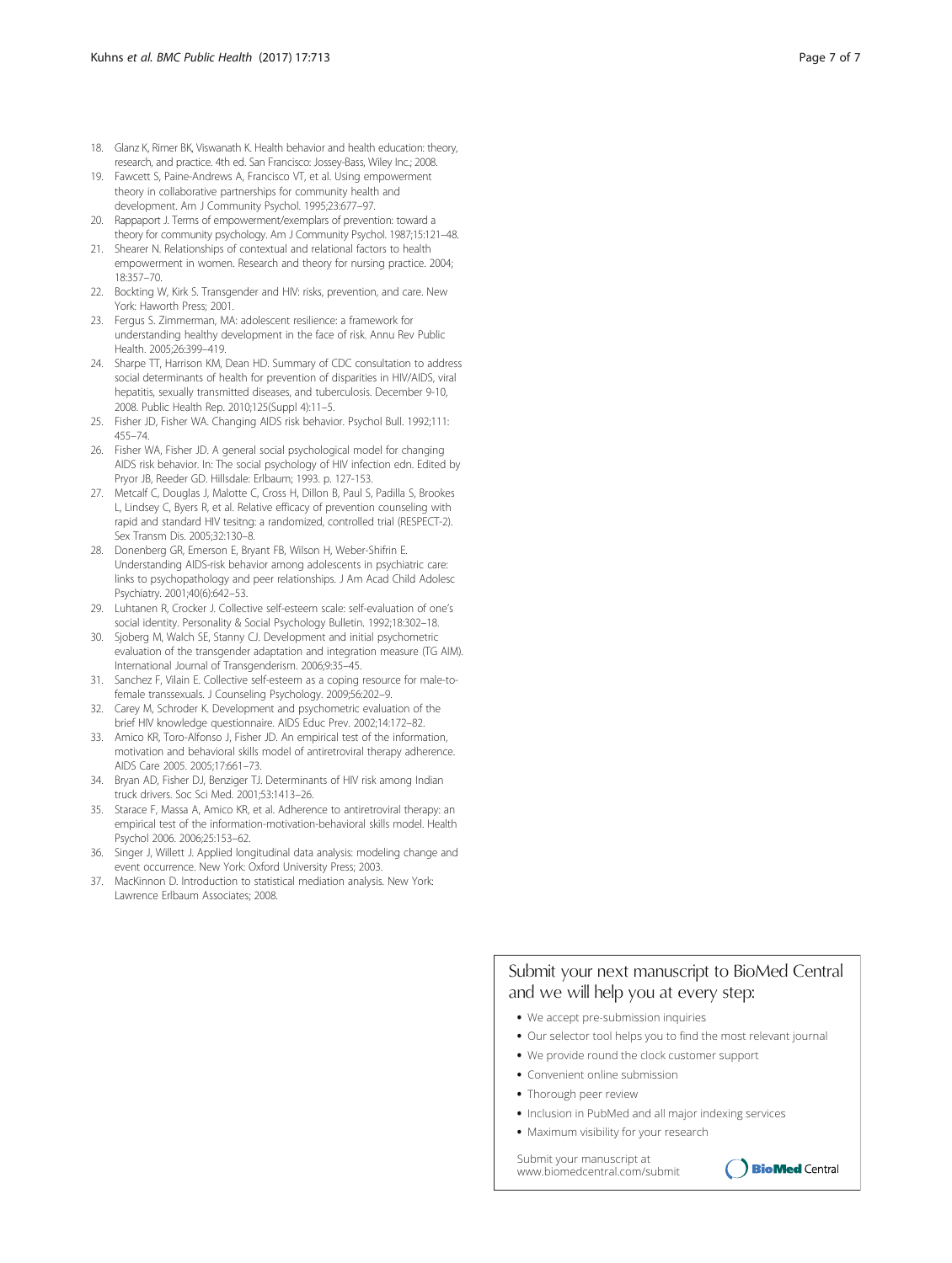18. Glanz K, Rimer BK, Viswanath K. Health behavior and health education: theory, research, and practice. 4th ed. San Francisco: Jossey-Bass, Wiley Inc.; 2008.
19. Fawcett S, Paine-Andrews A, Francisco VT, et al. Using empowerment theory in collaborative partnerships for community health and development. Am J Community Psychol. 1995;23:677–97.
20. Rappaport J. Terms of empowerment/exemplars of prevention: toward a theory for community psychology. Am J Community Psychol. 1987;15:121–48.
21. Shearer N. Relationships of contextual and relational factors to health empowerment in women. Research and theory for nursing practice. 2004; 18:357–70.
22. Bockting W, Kirk S. Transgender and HIV: risks, prevention, and care. New York: Haworth Press; 2001.
23. Fergus S. Zimmerman, MA: adolescent resilience: a framework for understanding healthy development in the face of risk. Annu Rev Public Health. 2005;26:399–419.
24. Sharpe TT, Harrison KM, Dean HD. Summary of CDC consultation to address social determinants of health for prevention of disparities in HIV/AIDS, viral hepatitis, sexually transmitted diseases, and tuberculosis. December 9-10, 2008. Public Health Rep. 2010;125(Suppl 4):11–5.
25. Fisher JD, Fisher WA. Changing AIDS risk behavior. Psychol Bull. 1992;111: 455–74.
26. Fisher WA, Fisher JD. A general social psychological model for changing AIDS risk behavior. In: The social psychology of HIV infection edn. Edited by Pryor JB, Reeder GD. Hillsdale: Erlbaum; 1993. p. 127-153.
27. Metcalf C, Douglas J, Malotte C, Cross H, Dillon B, Paul S, Padilla S, Brookes L, Lindsey C, Byers R, et al. Relative efficacy of prevention counseling with rapid and standard HIV tesitng: a randomized, controlled trial (RESPECT-2). Sex Transm Dis. 2005;32:130–8.
28. Donenberg GR, Emerson E, Bryant FB, Wilson H, Weber-Shifrin E. Understanding AIDS-risk behavior among adolescents in psychiatric care: links to psychopathology and peer relationships. J Am Acad Child Adolesc Psychiatry. 2001;40(6):642–53.
29. Luhtanen R, Crocker J. Collective self-esteem scale: self-evaluation of one's social identity. Personality & Social Psychology Bulletin. 1992;18:302–18.
30. Sjoberg M, Walch SE, Stanny CJ. Development and initial psychometric evaluation of the transgender adaptation and integration measure (TG AIM). International Journal of Transgenderism. 2006;9:35–45.
31. Sanchez F, Vilain E. Collective self-esteem as a coping resource for male-to-female transsexuals. J Counseling Psychology. 2009;56:202–9.
32. Carey M, Schroder K. Development and psychometric evaluation of the brief HIV knowledge questionnaire. AIDS Educ Prev. 2002;14:172–82.
33. Amico KR, Toro-Alfonso J, Fisher JD. An empirical test of the information, motivation and behavioral skills model of antiretroviral therapy adherence. AIDS Care 2005. 2005;17:661–73.
34. Bryan AD, Fisher DJ, Benziger TJ. Determinants of HIV risk among Indian truck drivers. Soc Sci Med. 2001;53:1413–26.
35. Starace F, Massa A, Amico KR, et al. Adherence to antiretroviral therapy: an empirical test of the information-motivation-behavioral skills model. Health Psychol 2006. 2006;25:153–62.
36. Singer J, Willett J. Applied longitudinal data analysis: modeling change and event occurrence. New York: Oxford University Press; 2003.
37. MacKinnon D. Introduction to statistical mediation analysis. New York: Lawrence Erlbaum Associates; 2008.

Submit your next manuscript to BioMed Central and we will help you at every step:

- We accept pre-submission inquiries
- Our selector tool helps you to find the most relevant journal
- We provide round the clock customer support
- Convenient online submission
- Thorough peer review
- Inclusion in PubMed and all major indexing services
- Maximum visibility for your research

Submit your manuscript at www.biomedcentral.com/submit

BioMed Central